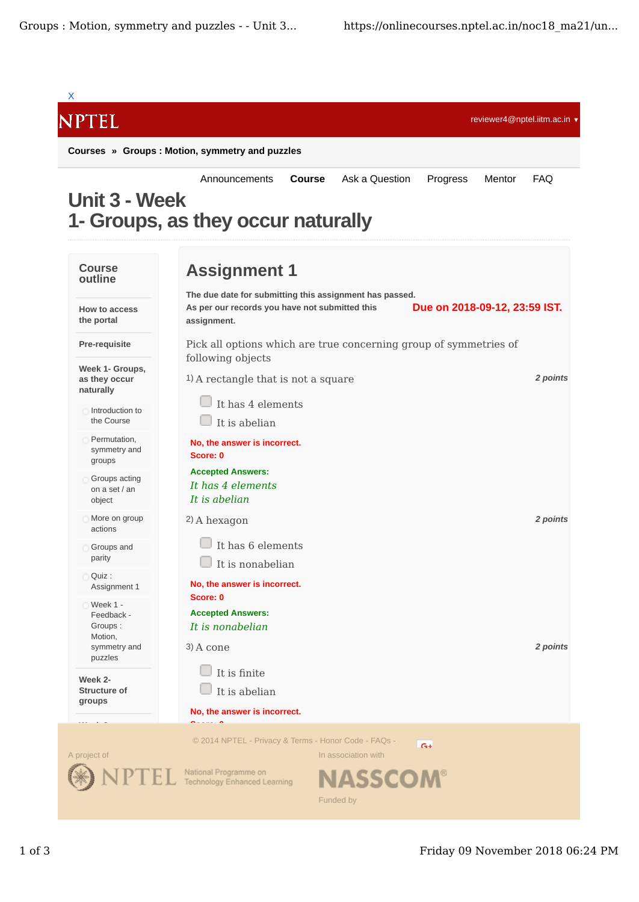X

NPTEL

reviewer4@nptel.iitm.ac.in ▾

**Courses » Groups : Motion, symmetry and puzzles**

Announcements **Course** Ask a Question Progress Mentor FAQ

# Unit 3 - Week 1- Groups, as they occur naturally

**Course outline**

**How to access the portal**

**Pre-requisite**

**Week 1- Groups, as they occur naturally**

- Introduction to the Course
- Permutation, symmetry and groups
- Groups acting on a set / an object
- More on group actions
- Groups and parity
- Quiz : Assignment 1
- Week 1 - Feedback - Groups : Motion, symmetry and puzzles

**Week 2- Structure of groups**

## Assignment 1

**The due date for submitting this assignment has passed.**
**As per our records you have not submitted this assignment.**

**Due on 2018-09-12, 23:59 IST.**

Pick all options which are true concerning group of symmetries of following objects

1) A rectangle that is not a square *2 points*

- It has 4 elements
- It is abelian

**No, the answer is incorrect.**
**Score: 0**

**Accepted Answers:**
*It has 4 elements*
*It is abelian*

2) A hexagon *2 points*

- It has 6 elements
- It is nonabelian

**No, the answer is incorrect.**
**Score: 0**

**Accepted Answers:**
*It is nonabelian*

3) A cone *2 points*

- It is finite
- It is abelian

**No, the answer is incorrect.**

© 2014 NPTEL - Privacy & Terms - Honor Code - FAQs -

A project of NPTEL National Programme on Technology Enhanced Learning

In association with NASSCOM®

Funded by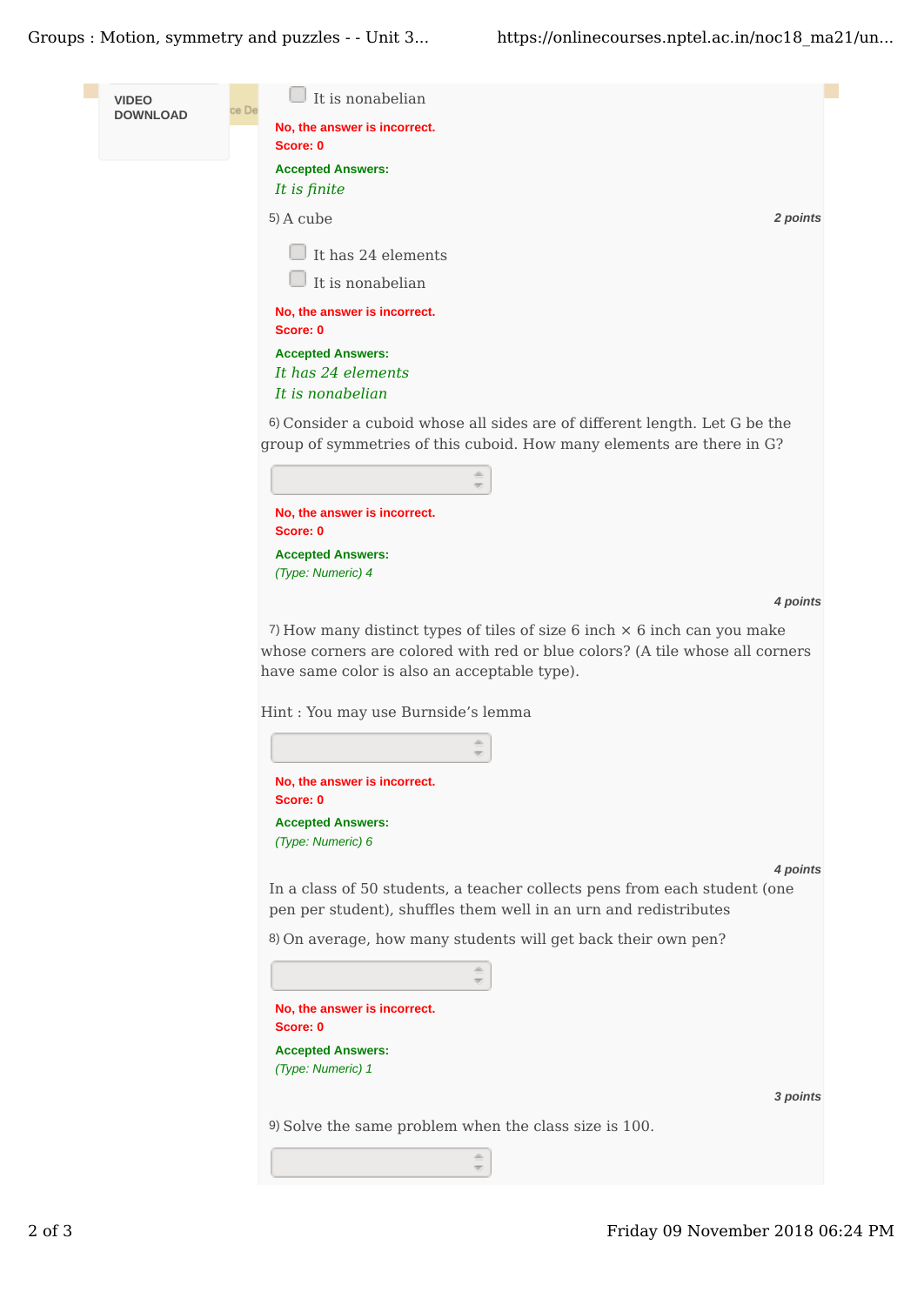VIDEO DOWNLOAD

☐ It is nonabelian

**No, the answer is incorrect.**
**Score: 0**

**Accepted Answers:**
*It is finite*

5) A cube **2 points**

☐ It has 24 elements
☐ It is nonabelian

**No, the answer is incorrect.**
**Score: 0**

**Accepted Answers:**
*It has 24 elements*
*It is nonabelian*

6) Consider a cuboid whose all sides are of different length. Let G be the group of symmetries of this cuboid. How many elements are there in G?

**No, the answer is incorrect.**
**Score: 0**

**Accepted Answers:**
*(Type: Numeric) 4*

**4 points**

7) How many distinct types of tiles of size 6 inch × 6 inch can you make whose corners are colored with red or blue colors? (A tile whose all corners have same color is also an acceptable type).

Hint : You may use Burnside's lemma

**No, the answer is incorrect.**
**Score: 0**

**Accepted Answers:**
*(Type: Numeric) 6*

**4 points**

In a class of 50 students, a teacher collects pens from each student (one pen per student), shuffles them well in an urn and redistributes

8) On average, how many students will get back their own pen?

**No, the answer is incorrect.**
**Score: 0**

**Accepted Answers:**
*(Type: Numeric) 1*

**3 points**

9) Solve the same problem when the class size is 100.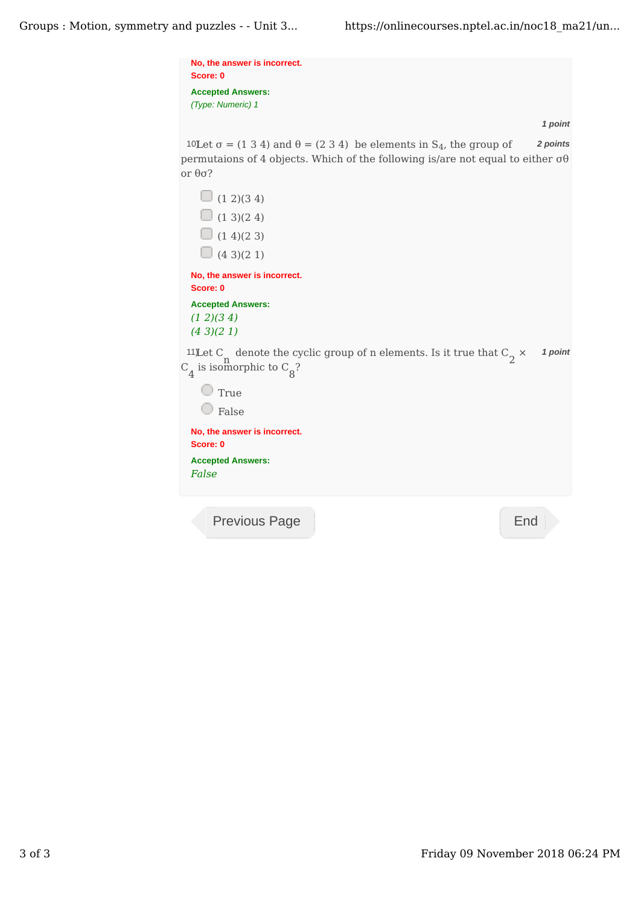No, the answer is incorrect.
Score: 0

**Accepted Answers:**
*(Type: Numeric) 1*

*1 point*

10) Let $\sigma = (1\ 3\ 4)$ and $\theta = (2\ 3\ 4)$ be elements in $S_4$, the group of permutaions of 4 objects. Which of the following is/are not equal to either $\sigma\theta$ or $\theta\sigma$? *2 points*

- [ ] (1 2)(3 4)
- [ ] (1 3)(2 4)
- [ ] (1 4)(2 3)
- [ ] (4 3)(2 1)

No, the answer is incorrect.
Score: 0

**Accepted Answers:**
*(1 2)(3 4)*
*(4 3)(2 1)*

11) Let $C_n$ denote the cyclic group of n elements. Is it true that $C_2 \times C_4$ is isomorphic to $C_8$? *1 point*

- ( ) True
- ( ) False

No, the answer is incorrect.
Score: 0

**Accepted Answers:**
*False*

Previous Page | End